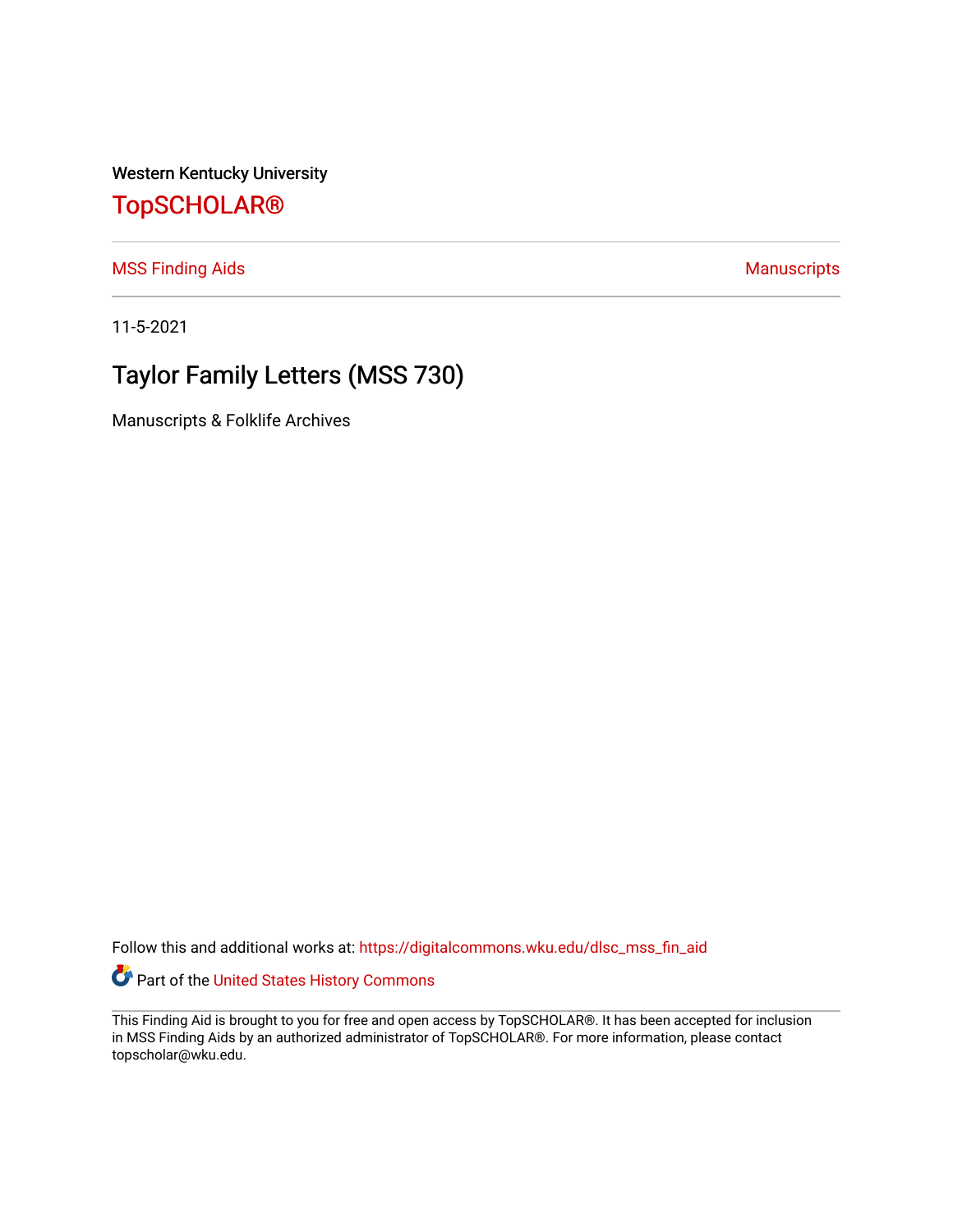Western Kentucky University

# TopSCHOLAR®

MSS Finding Aids | Manuscripts

11-5-2021

## Taylor Family Letters (MSS 730)

Manuscripts & Folklife Archives

Follow this and additional works at: https://digitalcommons.wku.edu/dlsc_mss_fin_aid

Part of the United States History Commons

This Finding Aid is brought to you for free and open access by TopSCHOLAR®. It has been accepted for inclusion in MSS Finding Aids by an authorized administrator of TopSCHOLAR®. For more information, please contact topscholar@wku.edu.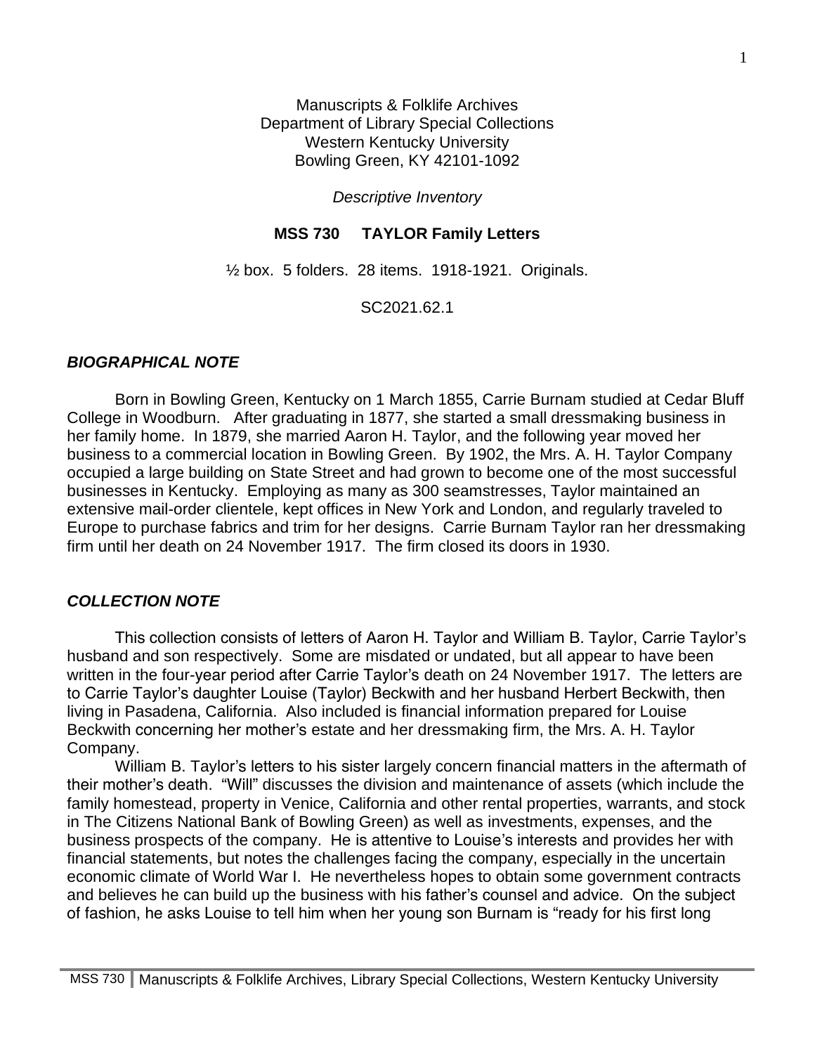Manuscripts & Folklife Archives
Department of Library Special Collections
Western Kentucky University
Bowling Green, KY 42101-1092

*Descriptive Inventory*

**MSS 730 TAYLOR Family Letters**

½ box. 5 folders. 28 items. 1918-1921. Originals.

SC2021.62.1

## *BIOGRAPHICAL NOTE*

Born in Bowling Green, Kentucky on 1 March 1855, Carrie Burnam studied at Cedar Bluff College in Woodburn. After graduating in 1877, she started a small dressmaking business in her family home. In 1879, she married Aaron H. Taylor, and the following year moved her business to a commercial location in Bowling Green. By 1902, the Mrs. A. H. Taylor Company occupied a large building on State Street and had grown to become one of the most successful businesses in Kentucky. Employing as many as 300 seamstresses, Taylor maintained an extensive mail-order clientele, kept offices in New York and London, and regularly traveled to Europe to purchase fabrics and trim for her designs. Carrie Burnam Taylor ran her dressmaking firm until her death on 24 November 1917. The firm closed its doors in 1930.

## *COLLECTION NOTE*

This collection consists of letters of Aaron H. Taylor and William B. Taylor, Carrie Taylor's husband and son respectively. Some are misdated or undated, but all appear to have been written in the four-year period after Carrie Taylor's death on 24 November 1917. The letters are to Carrie Taylor's daughter Louise (Taylor) Beckwith and her husband Herbert Beckwith, then living in Pasadena, California. Also included is financial information prepared for Louise Beckwith concerning her mother's estate and her dressmaking firm, the Mrs. A. H. Taylor Company.

William B. Taylor's letters to his sister largely concern financial matters in the aftermath of their mother's death. "Will" discusses the division and maintenance of assets (which include the family homestead, property in Venice, California and other rental properties, warrants, and stock in The Citizens National Bank of Bowling Green) as well as investments, expenses, and the business prospects of the company. He is attentive to Louise's interests and provides her with financial statements, but notes the challenges facing the company, especially in the uncertain economic climate of World War I. He nevertheless hopes to obtain some government contracts and believes he can build up the business with his father's counsel and advice. On the subject of fashion, he asks Louise to tell him when her young son Burnam is "ready for his first long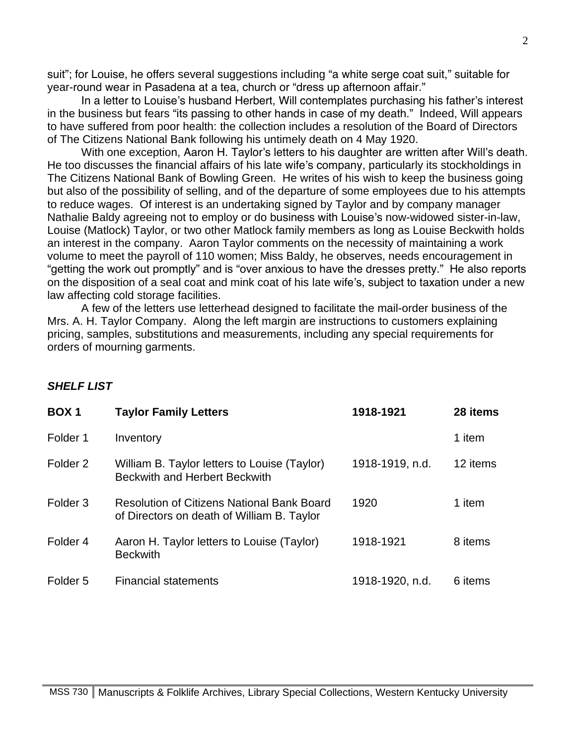suit"; for Louise, he offers several suggestions including "a white serge coat suit," suitable for year-round wear in Pasadena at a tea, church or "dress up afternoon affair."

In a letter to Louise's husband Herbert, Will contemplates purchasing his father's interest in the business but fears "its passing to other hands in case of my death." Indeed, Will appears to have suffered from poor health: the collection includes a resolution of the Board of Directors of The Citizens National Bank following his untimely death on 4 May 1920.

With one exception, Aaron H. Taylor's letters to his daughter are written after Will's death. He too discusses the financial affairs of his late wife's company, particularly its stockholdings in The Citizens National Bank of Bowling Green. He writes of his wish to keep the business going but also of the possibility of selling, and of the departure of some employees due to his attempts to reduce wages. Of interest is an undertaking signed by Taylor and by company manager Nathalie Baldy agreeing not to employ or do business with Louise's now-widowed sister-in-law, Louise (Matlock) Taylor, or two other Matlock family members as long as Louise Beckwith holds an interest in the company. Aaron Taylor comments on the necessity of maintaining a work volume to meet the payroll of 110 women; Miss Baldy, he observes, needs encouragement in "getting the work out promptly" and is "over anxious to have the dresses pretty." He also reports on the disposition of a seal coat and mink coat of his late wife's, subject to taxation under a new law affecting cold storage facilities.

A few of the letters use letterhead designed to facilitate the mail-order business of the Mrs. A. H. Taylor Company. Along the left margin are instructions to customers explaining pricing, samples, substitutions and measurements, including any special requirements for orders of mourning garments.

## ***SHELF LIST***

| **BOX 1** | **Taylor Family Letters** | **1918-1921** | **28 items** |
|---|---|---|---|
| Folder 1 | Inventory | | 1 item |
| Folder 2 | William B. Taylor letters to Louise (Taylor) Beckwith and Herbert Beckwith | 1918-1919, n.d. | 12 items |
| Folder 3 | Resolution of Citizens National Bank Board of Directors on death of William B. Taylor | 1920 | 1 item |
| Folder 4 | Aaron H. Taylor letters to Louise (Taylor) Beckwith | 1918-1921 | 8 items |
| Folder 5 | Financial statements | 1918-1920, n.d. | 6 items |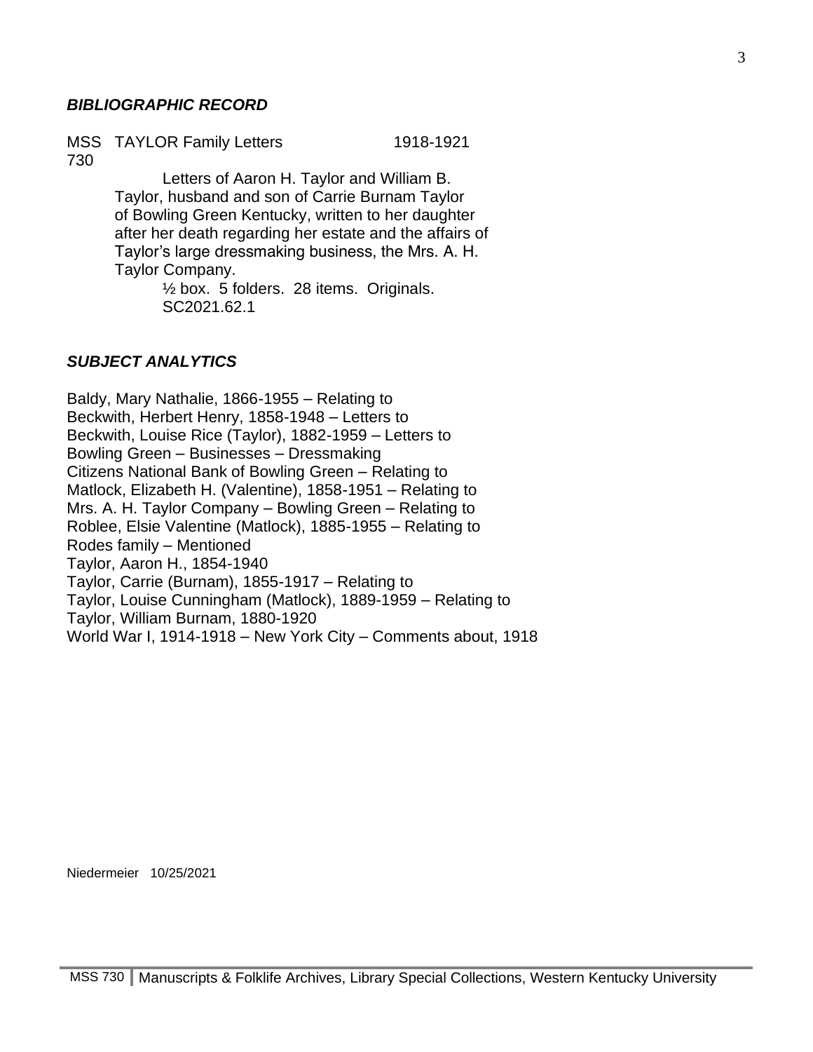## *BIBLIOGRAPHIC RECORD*

MSS 730 TAYLOR Family Letters 1918-1921

Letters of Aaron H. Taylor and William B. Taylor, husband and son of Carrie Burnam Taylor of Bowling Green Kentucky, written to her daughter after her death regarding her estate and the affairs of Taylor's large dressmaking business, the Mrs. A. H. Taylor Company.

½ box. 5 folders. 28 items. Originals.
SC2021.62.1

## *SUBJECT ANALYTICS*

Baldy, Mary Nathalie, 1866-1955 – Relating to
Beckwith, Herbert Henry, 1858-1948 – Letters to
Beckwith, Louise Rice (Taylor), 1882-1959 – Letters to
Bowling Green – Businesses – Dressmaking
Citizens National Bank of Bowling Green – Relating to
Matlock, Elizabeth H. (Valentine), 1858-1951 – Relating to
Mrs. A. H. Taylor Company – Bowling Green – Relating to
Roblee, Elsie Valentine (Matlock), 1885-1955 – Relating to
Rodes family – Mentioned
Taylor, Aaron H., 1854-1940
Taylor, Carrie (Burnam), 1855-1917 – Relating to
Taylor, Louise Cunningham (Matlock), 1889-1959 – Relating to
Taylor, William Burnam, 1880-1920
World War I, 1914-1918 – New York City – Comments about, 1918

Niedermeier 10/25/2021